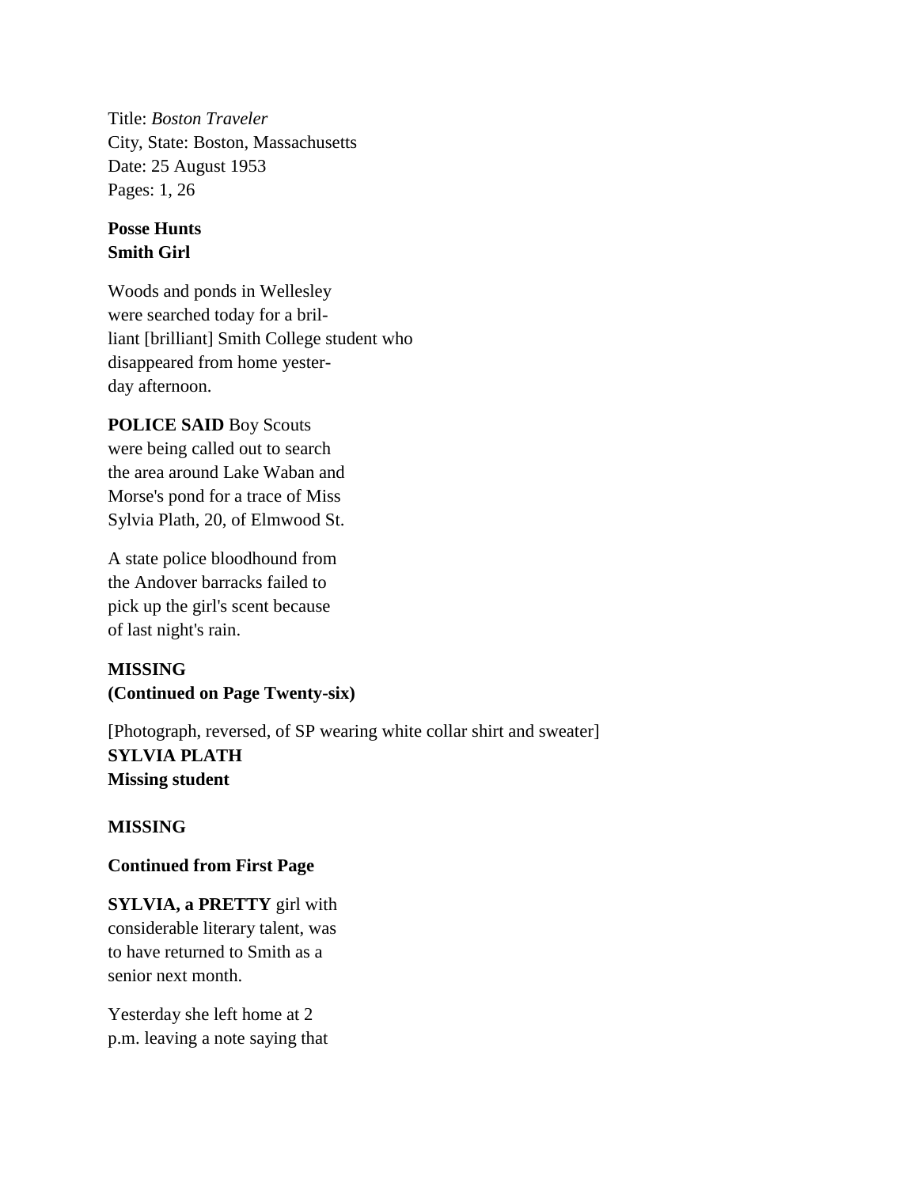Title: *Boston Traveler*
City, State: Boston, Massachusetts
Date: 25 August 1953
Pages: 1, 26

**Posse Hunts Smith Girl**

Woods and ponds in Wellesley were searched today for a brilliant [brilliant] Smith College student who disappeared from home yesterday afternoon.

**POLICE SAID** Boy Scouts were being called out to search the area around Lake Waban and Morse's pond for a trace of Miss Sylvia Plath, 20, of Elmwood St.

A state police bloodhound from the Andover barracks failed to pick up the girl's scent because of last night's rain.

**MISSING**
**(Continued on Page Twenty-six)**

[Photograph, reversed, of SP wearing white collar shirt and sweater]
**SYLVIA PLATH**
**Missing student**

**MISSING**

**Continued from First Page**

**SYLVIA, a PRETTY** girl with considerable literary talent, was to have returned to Smith as a senior next month.

Yesterday she left home at 2 p.m. leaving a note saying that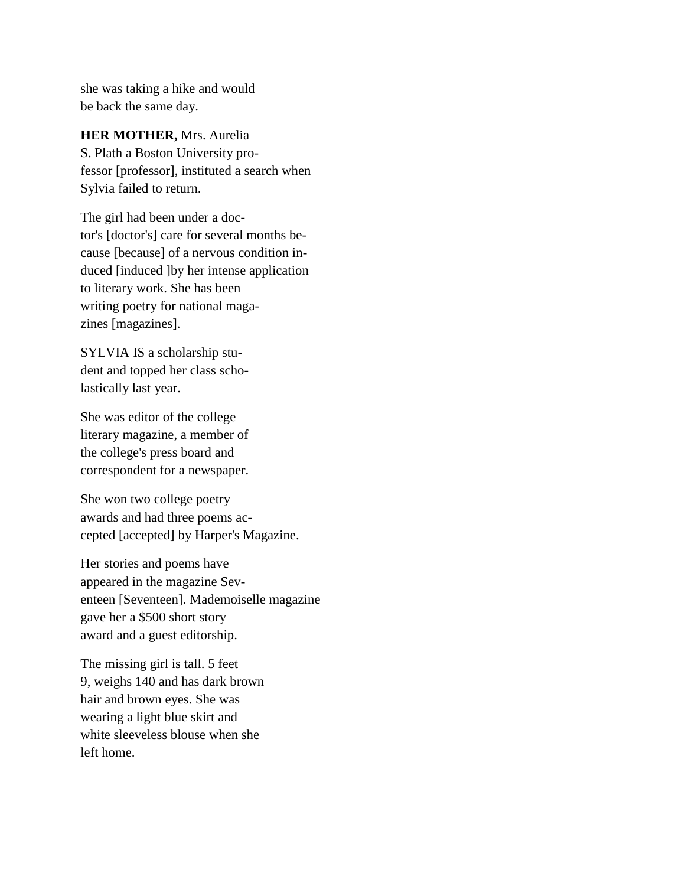she was taking a hike and would
be back the same day.

**HER MOTHER,** Mrs. Aurelia
S. Plath a Boston University pro-
fessor [professor], instituted a search when
Sylvia failed to return.

The girl had been under a doc-
tor's [doctor's] care for several months be-
cause [because] of a nervous condition in-
duced [induced ]by her intense application
to literary work. She has been
writing poetry for national maga-
zines [magazines].

SYLVIA IS a scholarship stu-
dent and topped her class scho-
lastically last year.

She was editor of the college
literary magazine, a member of
the college's press board and
correspondent for a newspaper.

She won two college poetry
awards and had three poems ac-
cepted [accepted] by Harper's Magazine.

Her stories and poems have
appeared in the magazine Sev-
enteen [Seventeen]. Mademoiselle magazine
gave her a $500 short story
award and a guest editorship.

The missing girl is tall. 5 feet
9, weighs 140 and has dark brown
hair and brown eyes. She was
wearing a light blue skirt and
white sleeveless blouse when she
left home.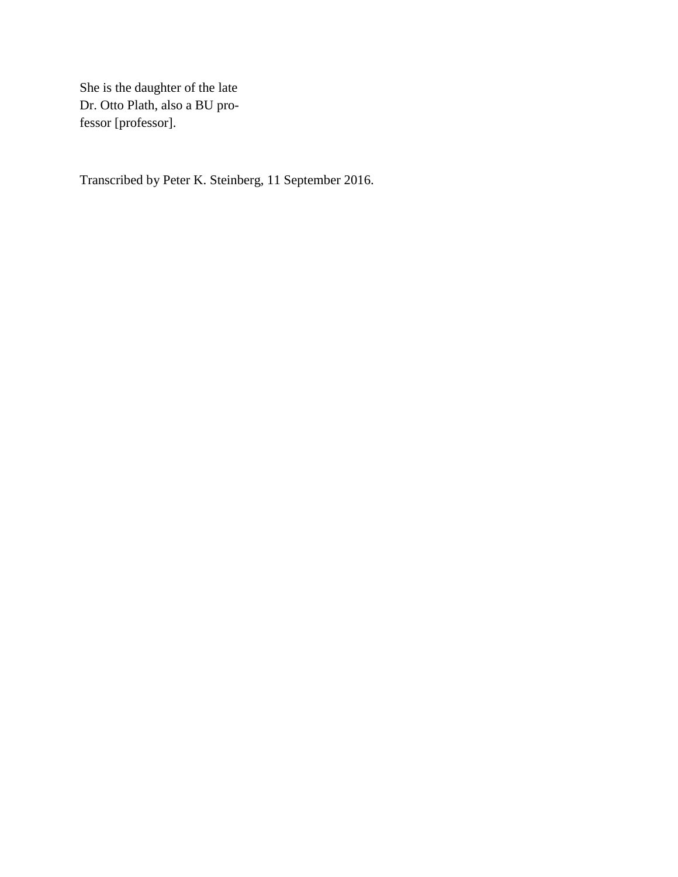She is the daughter of the late
Dr. Otto Plath, also a BU pro-
fessor [professor].

Transcribed by Peter K. Steinberg, 11 September 2016.